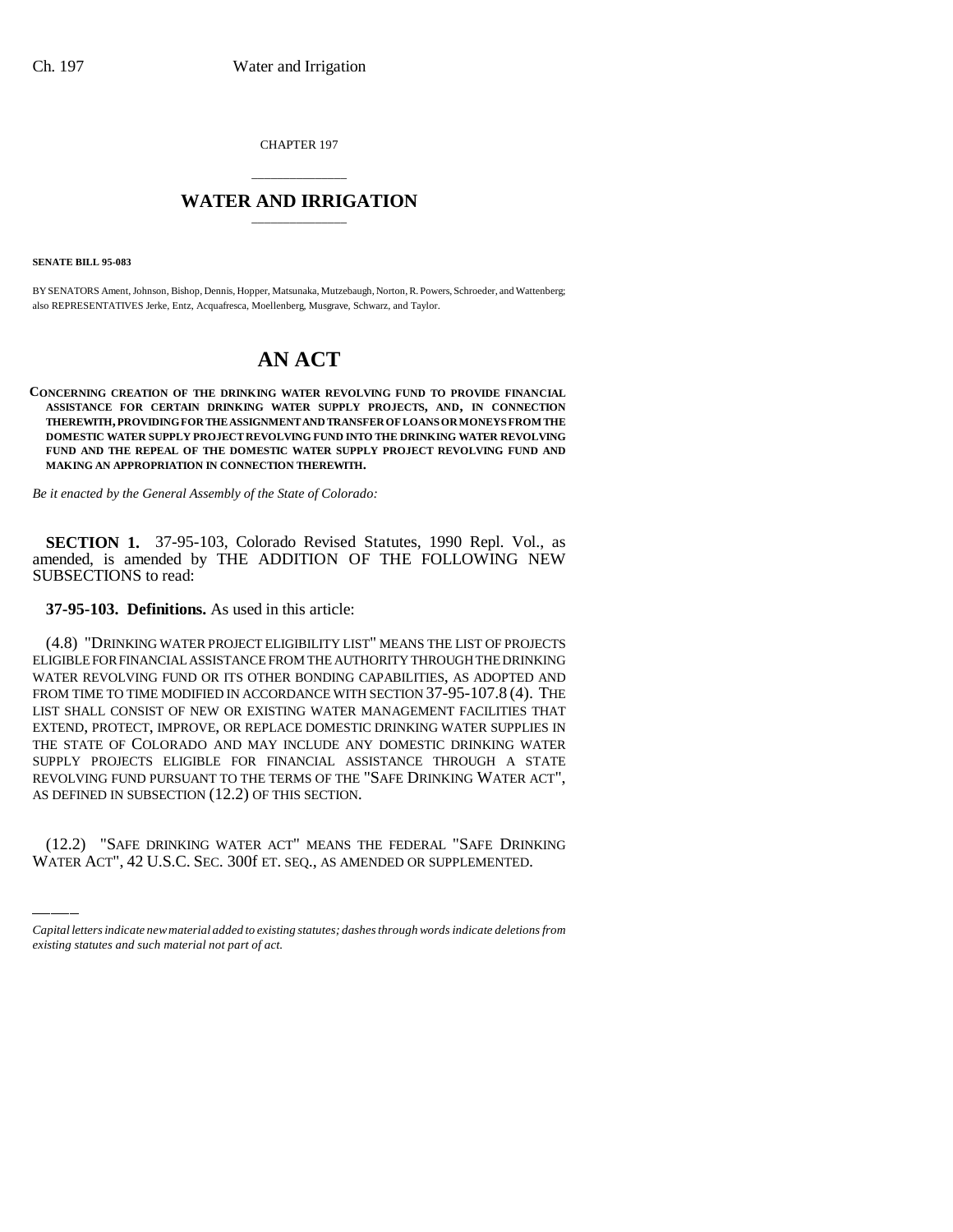CHAPTER 197

# WATER AND IRRIGATION

**SENATE BILL 95-083**

BY SENATORS Ament, Johnson, Bishop, Dennis, Hopper, Matsunaka, Mutzebaugh, Norton, R. Powers, Schroeder, and Wattenberg; also REPRESENTATIVES Jerke, Entz, Acquafresca, Moellenberg, Musgrave, Schwarz, and Taylor.

# AN ACT

**CONCERNING CREATION OF THE DRINKING WATER REVOLVING FUND TO PROVIDE FINANCIAL ASSISTANCE FOR CERTAIN DRINKING WATER SUPPLY PROJECTS, AND, IN CONNECTION THEREWITH, PROVIDING FOR THE ASSIGNMENT AND TRANSFER OF LOANS OR MONEYS FROM THE DOMESTIC WATER SUPPLY PROJECT REVOLVING FUND INTO THE DRINKING WATER REVOLVING FUND AND THE REPEAL OF THE DOMESTIC WATER SUPPLY PROJECT REVOLVING FUND AND MAKING AN APPROPRIATION IN CONNECTION THEREWITH.**

*Be it enacted by the General Assembly of the State of Colorado:*

**SECTION 1.** 37-95-103, Colorado Revised Statutes, 1990 Repl. Vol., as amended, is amended by THE ADDITION OF THE FOLLOWING NEW SUBSECTIONS to read:

**37-95-103. Definitions.** As used in this article:

(4.8) "DRINKING WATER PROJECT ELIGIBILITY LIST" MEANS THE LIST OF PROJECTS ELIGIBLE FOR FINANCIAL ASSISTANCE FROM THE AUTHORITY THROUGH THE DRINKING WATER REVOLVING FUND OR ITS OTHER BONDING CAPABILITIES, AS ADOPTED AND FROM TIME TO TIME MODIFIED IN ACCORDANCE WITH SECTION 37-95-107.8 (4). THE LIST SHALL CONSIST OF NEW OR EXISTING WATER MANAGEMENT FACILITIES THAT EXTEND, PROTECT, IMPROVE, OR REPLACE DOMESTIC DRINKING WATER SUPPLIES IN THE STATE OF COLORADO AND MAY INCLUDE ANY DOMESTIC DRINKING WATER SUPPLY PROJECTS ELIGIBLE FOR FINANCIAL ASSISTANCE THROUGH A STATE REVOLVING FUND PURSUANT TO THE TERMS OF THE "SAFE DRINKING WATER ACT", AS DEFINED IN SUBSECTION (12.2) OF THIS SECTION.

(12.2) "SAFE DRINKING WATER ACT" MEANS THE FEDERAL "SAFE DRINKING WATER ACT", 42 U.S.C. SEC. 300f ET. SEQ., AS AMENDED OR SUPPLEMENTED.

---

*Capital letters indicate new material added to existing statutes; dashes through words indicate deletions from existing statutes and such material not part of act.*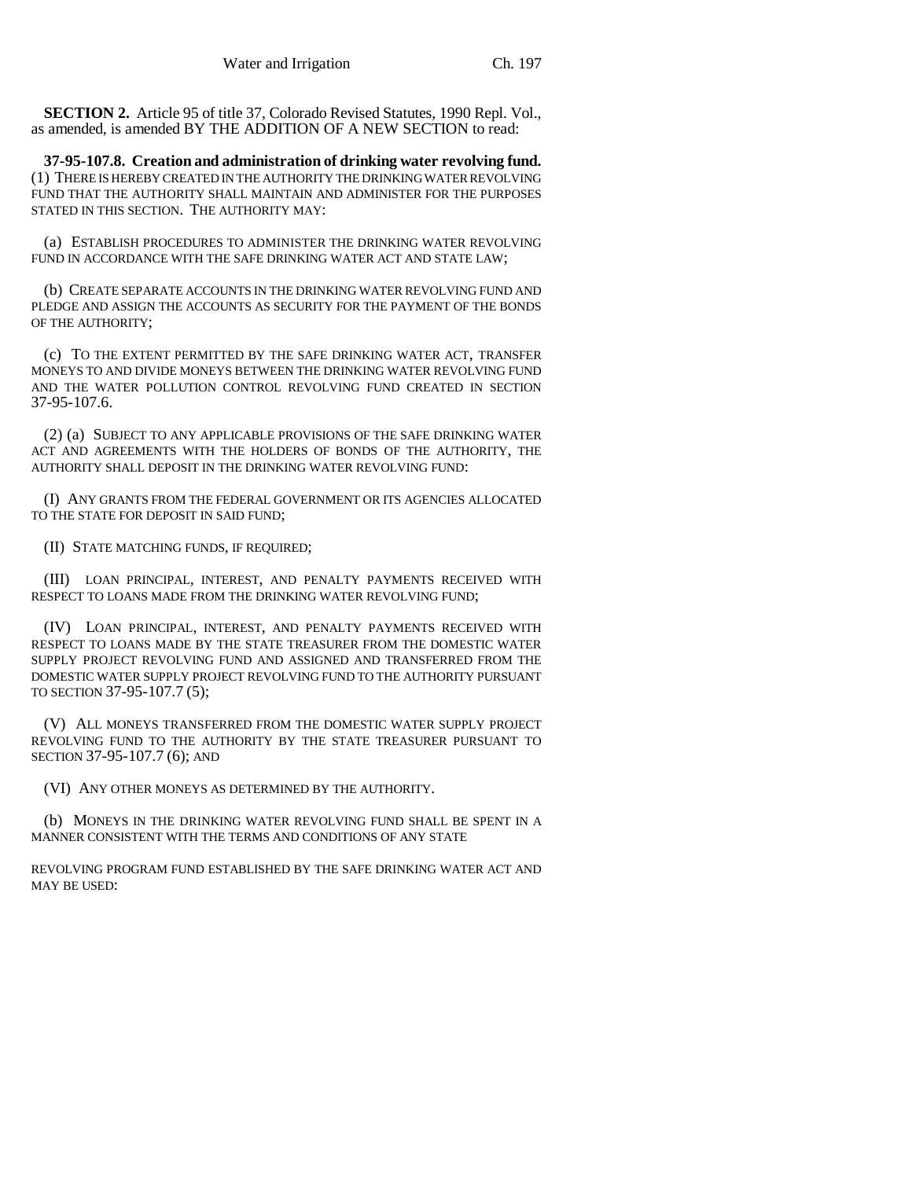**SECTION 2.** Article 95 of title 37, Colorado Revised Statutes, 1990 Repl. Vol., as amended, is amended BY THE ADDITION OF A NEW SECTION to read:

**37-95-107.8. Creation and administration of drinking water revolving fund.** (1) THERE IS HEREBY CREATED IN THE AUTHORITY THE DRINKING WATER REVOLVING FUND THAT THE AUTHORITY SHALL MAINTAIN AND ADMINISTER FOR THE PURPOSES STATED IN THIS SECTION. THE AUTHORITY MAY:

(a) ESTABLISH PROCEDURES TO ADMINISTER THE DRINKING WATER REVOLVING FUND IN ACCORDANCE WITH THE SAFE DRINKING WATER ACT AND STATE LAW;

(b) CREATE SEPARATE ACCOUNTS IN THE DRINKING WATER REVOLVING FUND AND PLEDGE AND ASSIGN THE ACCOUNTS AS SECURITY FOR THE PAYMENT OF THE BONDS OF THE AUTHORITY;

(c) TO THE EXTENT PERMITTED BY THE SAFE DRINKING WATER ACT, TRANSFER MONEYS TO AND DIVIDE MONEYS BETWEEN THE DRINKING WATER REVOLVING FUND AND THE WATER POLLUTION CONTROL REVOLVING FUND CREATED IN SECTION 37-95-107.6.

(2) (a) SUBJECT TO ANY APPLICABLE PROVISIONS OF THE SAFE DRINKING WATER ACT AND AGREEMENTS WITH THE HOLDERS OF BONDS OF THE AUTHORITY, THE AUTHORITY SHALL DEPOSIT IN THE DRINKING WATER REVOLVING FUND:

(I) ANY GRANTS FROM THE FEDERAL GOVERNMENT OR ITS AGENCIES ALLOCATED TO THE STATE FOR DEPOSIT IN SAID FUND;

(II) STATE MATCHING FUNDS, IF REQUIRED;

(III) LOAN PRINCIPAL, INTEREST, AND PENALTY PAYMENTS RECEIVED WITH RESPECT TO LOANS MADE FROM THE DRINKING WATER REVOLVING FUND;

(IV) LOAN PRINCIPAL, INTEREST, AND PENALTY PAYMENTS RECEIVED WITH RESPECT TO LOANS MADE BY THE STATE TREASURER FROM THE DOMESTIC WATER SUPPLY PROJECT REVOLVING FUND AND ASSIGNED AND TRANSFERRED FROM THE DOMESTIC WATER SUPPLY PROJECT REVOLVING FUND TO THE AUTHORITY PURSUANT TO SECTION 37-95-107.7 (5);

(V) ALL MONEYS TRANSFERRED FROM THE DOMESTIC WATER SUPPLY PROJECT REVOLVING FUND TO THE AUTHORITY BY THE STATE TREASURER PURSUANT TO SECTION 37-95-107.7 (6); AND

(VI) ANY OTHER MONEYS AS DETERMINED BY THE AUTHORITY.

(b) MONEYS IN THE DRINKING WATER REVOLVING FUND SHALL BE SPENT IN A MANNER CONSISTENT WITH THE TERMS AND CONDITIONS OF ANY STATE REVOLVING PROGRAM FUND ESTABLISHED BY THE SAFE DRINKING WATER ACT AND MAY BE USED: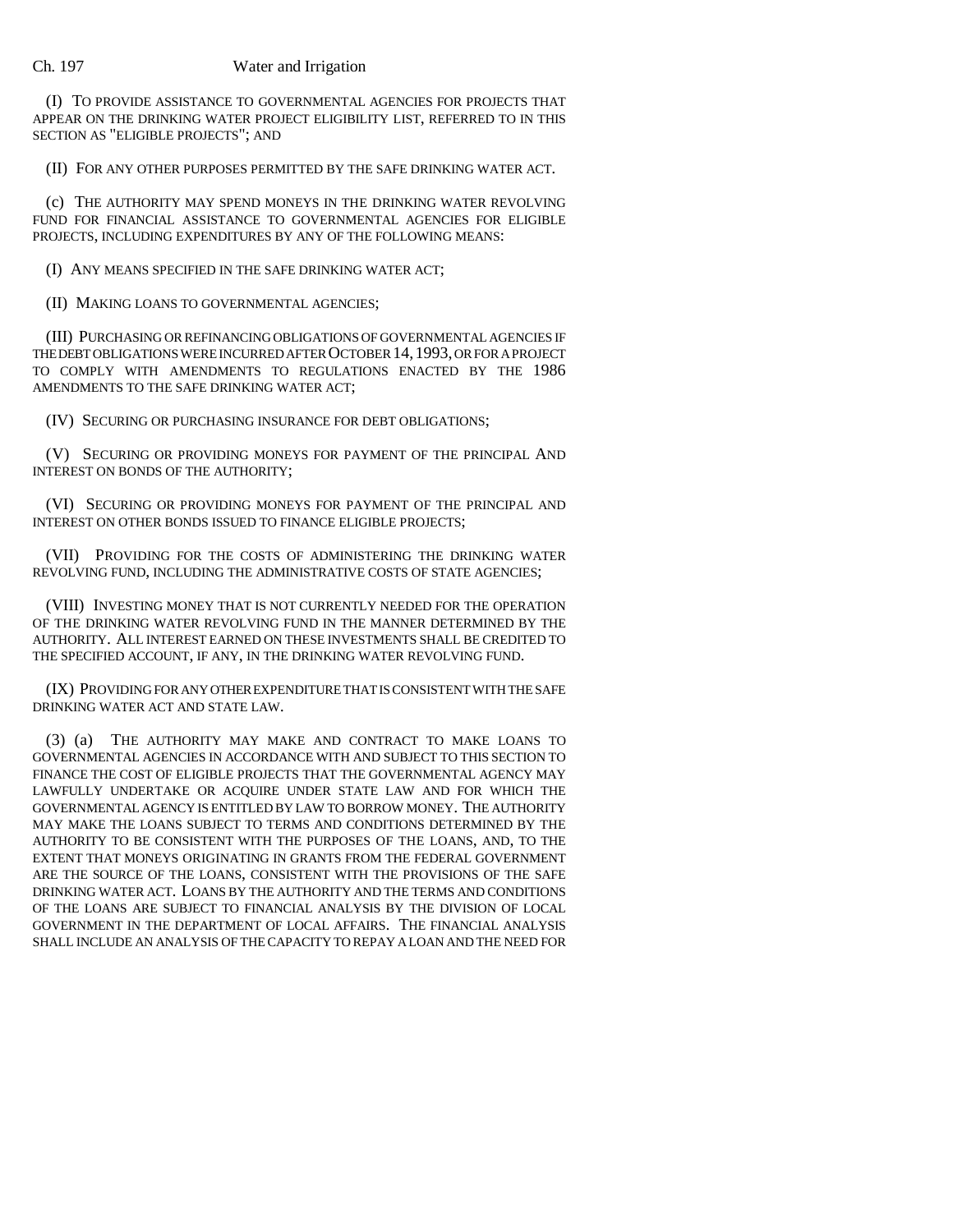(I) TO PROVIDE ASSISTANCE TO GOVERNMENTAL AGENCIES FOR PROJECTS THAT APPEAR ON THE DRINKING WATER PROJECT ELIGIBILITY LIST, REFERRED TO IN THIS SECTION AS "ELIGIBLE PROJECTS"; AND

(II) FOR ANY OTHER PURPOSES PERMITTED BY THE SAFE DRINKING WATER ACT.

(c) THE AUTHORITY MAY SPEND MONEYS IN THE DRINKING WATER REVOLVING FUND FOR FINANCIAL ASSISTANCE TO GOVERNMENTAL AGENCIES FOR ELIGIBLE PROJECTS, INCLUDING EXPENDITURES BY ANY OF THE FOLLOWING MEANS:

(I) ANY MEANS SPECIFIED IN THE SAFE DRINKING WATER ACT;

(II) MAKING LOANS TO GOVERNMENTAL AGENCIES;

(III) PURCHASING OR REFINANCING OBLIGATIONS OF GOVERNMENTAL AGENCIES IF THE DEBT OBLIGATIONS WERE INCURRED AFTER OCTOBER 14, 1993, OR FOR A PROJECT TO COMPLY WITH AMENDMENTS TO REGULATIONS ENACTED BY THE 1986 AMENDMENTS TO THE SAFE DRINKING WATER ACT;

(IV) SECURING OR PURCHASING INSURANCE FOR DEBT OBLIGATIONS;

(V) SECURING OR PROVIDING MONEYS FOR PAYMENT OF THE PRINCIPAL AND INTEREST ON BONDS OF THE AUTHORITY;

(VI) SECURING OR PROVIDING MONEYS FOR PAYMENT OF THE PRINCIPAL AND INTEREST ON OTHER BONDS ISSUED TO FINANCE ELIGIBLE PROJECTS;

(VII) PROVIDING FOR THE COSTS OF ADMINISTERING THE DRINKING WATER REVOLVING FUND, INCLUDING THE ADMINISTRATIVE COSTS OF STATE AGENCIES;

(VIII) INVESTING MONEY THAT IS NOT CURRENTLY NEEDED FOR THE OPERATION OF THE DRINKING WATER REVOLVING FUND IN THE MANNER DETERMINED BY THE AUTHORITY. ALL INTEREST EARNED ON THESE INVESTMENTS SHALL BE CREDITED TO THE SPECIFIED ACCOUNT, IF ANY, IN THE DRINKING WATER REVOLVING FUND.

(IX) PROVIDING FOR ANY OTHER EXPENDITURE THAT IS CONSISTENT WITH THE SAFE DRINKING WATER ACT AND STATE LAW.

(3) (a) THE AUTHORITY MAY MAKE AND CONTRACT TO MAKE LOANS TO GOVERNMENTAL AGENCIES IN ACCORDANCE WITH AND SUBJECT TO THIS SECTION TO FINANCE THE COST OF ELIGIBLE PROJECTS THAT THE GOVERNMENTAL AGENCY MAY LAWFULLY UNDERTAKE OR ACQUIRE UNDER STATE LAW AND FOR WHICH THE GOVERNMENTAL AGENCY IS ENTITLED BY LAW TO BORROW MONEY. THE AUTHORITY MAY MAKE THE LOANS SUBJECT TO TERMS AND CONDITIONS DETERMINED BY THE AUTHORITY TO BE CONSISTENT WITH THE PURPOSES OF THE LOANS, AND, TO THE EXTENT THAT MONEYS ORIGINATING IN GRANTS FROM THE FEDERAL GOVERNMENT ARE THE SOURCE OF THE LOANS, CONSISTENT WITH THE PROVISIONS OF THE SAFE DRINKING WATER ACT. LOANS BY THE AUTHORITY AND THE TERMS AND CONDITIONS OF THE LOANS ARE SUBJECT TO FINANCIAL ANALYSIS BY THE DIVISION OF LOCAL GOVERNMENT IN THE DEPARTMENT OF LOCAL AFFAIRS. THE FINANCIAL ANALYSIS SHALL INCLUDE AN ANALYSIS OF THE CAPACITY TO REPAY A LOAN AND THE NEED FOR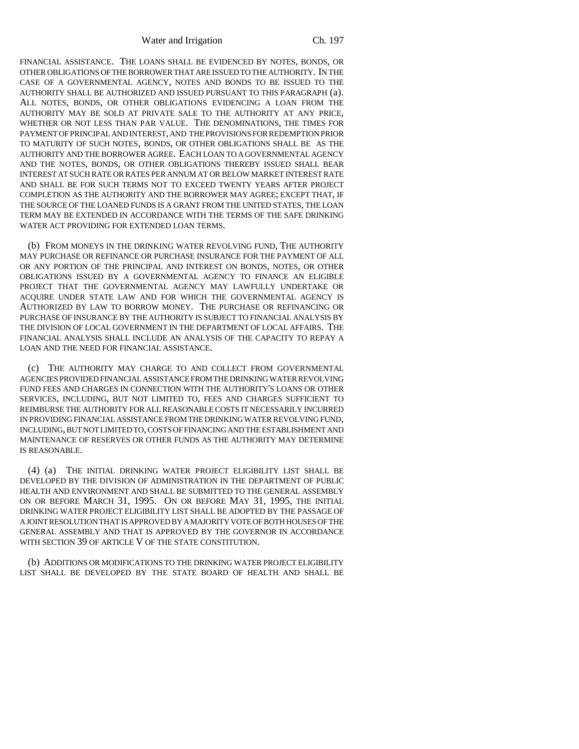FINANCIAL ASSISTANCE. THE LOANS SHALL BE EVIDENCED BY NOTES, BONDS, OR OTHER OBLIGATIONS OF THE BORROWER THAT ARE ISSUED TO THE AUTHORITY. IN THE CASE OF A GOVERNMENTAL AGENCY, NOTES AND BONDS TO BE ISSUED TO THE AUTHORITY SHALL BE AUTHORIZED AND ISSUED PURSUANT TO THIS PARAGRAPH (a). ALL NOTES, BONDS, OR OTHER OBLIGATIONS EVIDENCING A LOAN FROM THE AUTHORITY MAY BE SOLD AT PRIVATE SALE TO THE AUTHORITY AT ANY PRICE, WHETHER OR NOT LESS THAN PAR VALUE. THE DENOMINATIONS, THE TIMES FOR PAYMENT OF PRINCIPAL AND INTEREST, AND THE PROVISIONS FOR REDEMPTION PRIOR TO MATURITY OF SUCH NOTES, BONDS, OR OTHER OBLIGATIONS SHALL BE AS THE AUTHORITY AND THE BORROWER AGREE. EACH LOAN TO A GOVERNMENTAL AGENCY AND THE NOTES, BONDS, OR OTHER OBLIGATIONS THEREBY ISSUED SHALL BEAR INTEREST AT SUCH RATE OR RATES PER ANNUM AT OR BELOW MARKET INTEREST RATE AND SHALL BE FOR SUCH TERMS NOT TO EXCEED TWENTY YEARS AFTER PROJECT COMPLETION AS THE AUTHORITY AND THE BORROWER MAY AGREE; EXCEPT THAT, IF THE SOURCE OF THE LOANED FUNDS IS A GRANT FROM THE UNITED STATES, THE LOAN TERM MAY BE EXTENDED IN ACCORDANCE WITH THE TERMS OF THE SAFE DRINKING WATER ACT PROVIDING FOR EXTENDED LOAN TERMS.

(b) FROM MONEYS IN THE DRINKING WATER REVOLVING FUND, The AUTHORITY MAY PURCHASE OR REFINANCE OR PURCHASE INSURANCE FOR THE PAYMENT OF ALL OR ANY PORTION OF THE PRINCIPAL AND INTEREST ON BONDS, NOTES, OR OTHER OBLIGATIONS ISSUED BY A GOVERNMENTAL AGENCY TO FINANCE AN ELIGIBLE PROJECT THAT THE GOVERNMENTAL AGENCY MAY LAWFULLY UNDERTAKE OR ACQUIRE UNDER STATE LAW AND FOR WHICH THE GOVERNMENTAL AGENCY IS AUTHORIZED BY LAW TO BORROW MONEY. THE PURCHASE OR REFINANCING OR PURCHASE OF INSURANCE BY THE AUTHORITY IS SUBJECT TO FINANCIAL ANALYSIS BY THE DIVISION OF LOCAL GOVERNMENT IN THE DEPARTMENT OF LOCAL AFFAIRS. THE FINANCIAL ANALYSIS SHALL INCLUDE AN ANALYSIS OF THE CAPACITY TO REPAY A LOAN AND THE NEED FOR FINANCIAL ASSISTANCE.

(c) THE AUTHORITY MAY CHARGE TO AND COLLECT FROM GOVERNMENTAL AGENCIES PROVIDED FINANCIAL ASSISTANCE FROM THE DRINKING WATER REVOLVING FUND FEES AND CHARGES IN CONNECTION WITH THE AUTHORITY'S LOANS OR OTHER SERVICES, INCLUDING, BUT NOT LIMITED TO, FEES AND CHARGES SUFFICIENT TO REIMBURSE THE AUTHORITY FOR ALL REASONABLE COSTS IT NECESSARILY INCURRED IN PROVIDING FINANCIAL ASSISTANCE FROM THE DRINKING WATER REVOLVING FUND, INCLUDING, BUT NOT LIMITED TO, COSTS OF FINANCING AND THE ESTABLISHMENT AND MAINTENANCE OF RESERVES OR OTHER FUNDS AS THE AUTHORITY MAY DETERMINE IS REASONABLE.

(4) (a) THE INITIAL DRINKING WATER PROJECT ELIGIBILITY LIST SHALL BE DEVELOPED BY THE DIVISION OF ADMINISTRATION IN THE DEPARTMENT OF PUBLIC HEALTH AND ENVIRONMENT AND SHALL BE SUBMITTED TO THE GENERAL ASSEMBLY ON OR BEFORE MARCH 31, 1995. ON OR BEFORE MAY 31, 1995, THE INITIAL DRINKING WATER PROJECT ELIGIBILITY LIST SHALL BE ADOPTED BY THE PASSAGE OF A JOINT RESOLUTION THAT IS APPROVED BY A MAJORITY VOTE OF BOTH HOUSES OF THE GENERAL ASSEMBLY AND THAT IS APPROVED BY THE GOVERNOR IN ACCORDANCE WITH SECTION 39 OF ARTICLE V OF THE STATE CONSTITUTION.

(b) ADDITIONS OR MODIFICATIONS TO THE DRINKING WATER PROJECT ELIGIBILITY LIST SHALL BE DEVELOPED BY THE STATE BOARD OF HEALTH AND SHALL BE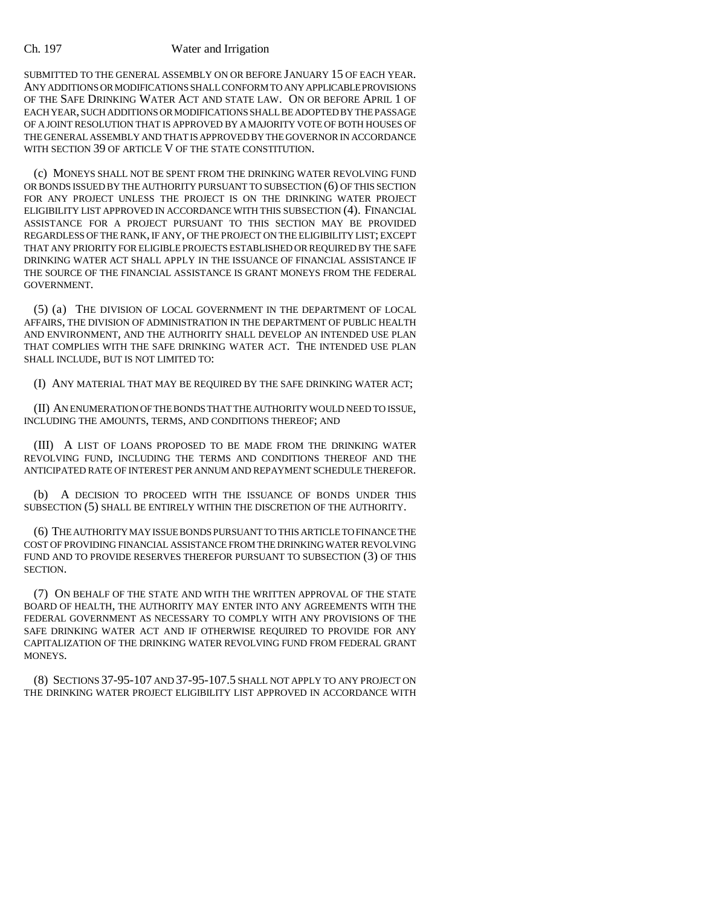SUBMITTED TO THE GENERAL ASSEMBLY ON OR BEFORE JANUARY 15 OF EACH YEAR. ANY ADDITIONS OR MODIFICATIONS SHALL CONFORM TO ANY APPLICABLE PROVISIONS OF THE SAFE DRINKING WATER ACT AND STATE LAW. ON OR BEFORE APRIL 1 OF EACH YEAR, SUCH ADDITIONS OR MODIFICATIONS SHALL BE ADOPTED BY THE PASSAGE OF A JOINT RESOLUTION THAT IS APPROVED BY A MAJORITY VOTE OF BOTH HOUSES OF THE GENERAL ASSEMBLY AND THAT IS APPROVED BY THE GOVERNOR IN ACCORDANCE WITH SECTION 39 OF ARTICLE V OF THE STATE CONSTITUTION.

(c) MONEYS SHALL NOT BE SPENT FROM THE DRINKING WATER REVOLVING FUND OR BONDS ISSUED BY THE AUTHORITY PURSUANT TO SUBSECTION (6) OF THIS SECTION FOR ANY PROJECT UNLESS THE PROJECT IS ON THE DRINKING WATER PROJECT ELIGIBILITY LIST APPROVED IN ACCORDANCE WITH THIS SUBSECTION (4). FINANCIAL ASSISTANCE FOR A PROJECT PURSUANT TO THIS SECTION MAY BE PROVIDED REGARDLESS OF THE RANK, IF ANY, OF THE PROJECT ON THE ELIGIBILITY LIST; EXCEPT THAT ANY PRIORITY FOR ELIGIBLE PROJECTS ESTABLISHED OR REQUIRED BY THE SAFE DRINKING WATER ACT SHALL APPLY IN THE ISSUANCE OF FINANCIAL ASSISTANCE IF THE SOURCE OF THE FINANCIAL ASSISTANCE IS GRANT MONEYS FROM THE FEDERAL GOVERNMENT.

(5) (a) THE DIVISION OF LOCAL GOVERNMENT IN THE DEPARTMENT OF LOCAL AFFAIRS, THE DIVISION OF ADMINISTRATION IN THE DEPARTMENT OF PUBLIC HEALTH AND ENVIRONMENT, AND THE AUTHORITY SHALL DEVELOP AN INTENDED USE PLAN THAT COMPLIES WITH THE SAFE DRINKING WATER ACT. THE INTENDED USE PLAN SHALL INCLUDE, BUT IS NOT LIMITED TO:

(I) ANY MATERIAL THAT MAY BE REQUIRED BY THE SAFE DRINKING WATER ACT;

(II) AN ENUMERATION OF THE BONDS THAT THE AUTHORITY WOULD NEED TO ISSUE, INCLUDING THE AMOUNTS, TERMS, AND CONDITIONS THEREOF; AND

(III) A LIST OF LOANS PROPOSED TO BE MADE FROM THE DRINKING WATER REVOLVING FUND, INCLUDING THE TERMS AND CONDITIONS THEREOF AND THE ANTICIPATED RATE OF INTEREST PER ANNUM AND REPAYMENT SCHEDULE THEREFOR.

(b) A DECISION TO PROCEED WITH THE ISSUANCE OF BONDS UNDER THIS SUBSECTION (5) SHALL BE ENTIRELY WITHIN THE DISCRETION OF THE AUTHORITY.

(6) THE AUTHORITY MAY ISSUE BONDS PURSUANT TO THIS ARTICLE TO FINANCE THE COST OF PROVIDING FINANCIAL ASSISTANCE FROM THE DRINKING WATER REVOLVING FUND AND TO PROVIDE RESERVES THEREFOR PURSUANT TO SUBSECTION (3) OF THIS SECTION.

(7) ON BEHALF OF THE STATE AND WITH THE WRITTEN APPROVAL OF THE STATE BOARD OF HEALTH, THE AUTHORITY MAY ENTER INTO ANY AGREEMENTS WITH THE FEDERAL GOVERNMENT AS NECESSARY TO COMPLY WITH ANY PROVISIONS OF THE SAFE DRINKING WATER ACT AND IF OTHERWISE REQUIRED TO PROVIDE FOR ANY CAPITALIZATION OF THE DRINKING WATER REVOLVING FUND FROM FEDERAL GRANT MONEYS.

(8) SECTIONS 37-95-107 AND 37-95-107.5 SHALL NOT APPLY TO ANY PROJECT ON THE DRINKING WATER PROJECT ELIGIBILITY LIST APPROVED IN ACCORDANCE WITH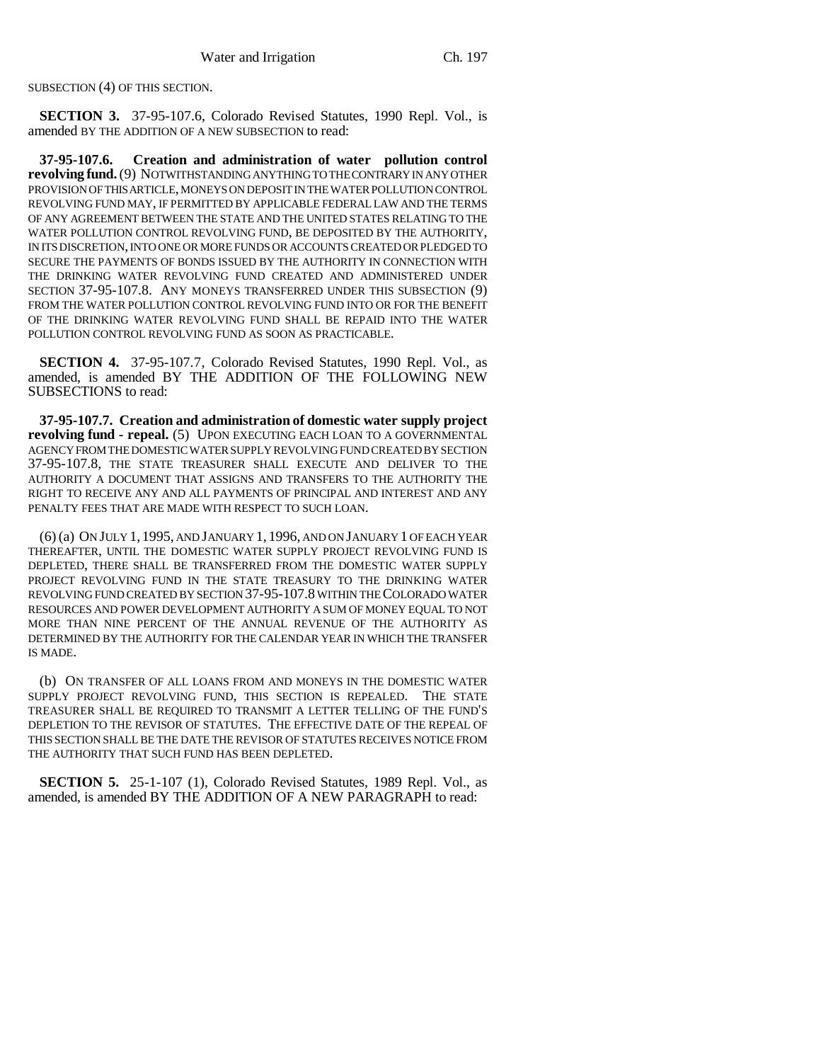SUBSECTION (4) OF THIS SECTION.

**SECTION 3.** 37-95-107.6, Colorado Revised Statutes, 1990 Repl. Vol., is amended BY THE ADDITION OF A NEW SUBSECTION to read:

**37-95-107.6. Creation and administration of water pollution control revolving fund.** (9) NOTWITHSTANDING ANYTHING TO THE CONTRARY IN ANY OTHER PROVISION OF THIS ARTICLE, MONEYS ON DEPOSIT IN THE WATER POLLUTION CONTROL REVOLVING FUND MAY, IF PERMITTED BY APPLICABLE FEDERAL LAW AND THE TERMS OF ANY AGREEMENT BETWEEN THE STATE AND THE UNITED STATES RELATING TO THE WATER POLLUTION CONTROL REVOLVING FUND, BE DEPOSITED BY THE AUTHORITY, IN ITS DISCRETION, INTO ONE OR MORE FUNDS OR ACCOUNTS CREATED OR PLEDGED TO SECURE THE PAYMENTS OF BONDS ISSUED BY THE AUTHORITY IN CONNECTION WITH THE DRINKING WATER REVOLVING FUND CREATED AND ADMINISTERED UNDER SECTION 37-95-107.8. ANY MONEYS TRANSFERRED UNDER THIS SUBSECTION (9) FROM THE WATER POLLUTION CONTROL REVOLVING FUND INTO OR FOR THE BENEFIT OF THE DRINKING WATER REVOLVING FUND SHALL BE REPAID INTO THE WATER POLLUTION CONTROL REVOLVING FUND AS SOON AS PRACTICABLE.

**SECTION 4.** 37-95-107.7, Colorado Revised Statutes, 1990 Repl. Vol., as amended, is amended BY THE ADDITION OF THE FOLLOWING NEW SUBSECTIONS to read:

**37-95-107.7. Creation and administration of domestic water supply project revolving fund - repeal.** (5) UPON EXECUTING EACH LOAN TO A GOVERNMENTAL AGENCY FROM THE DOMESTIC WATER SUPPLY REVOLVING FUND CREATED BY SECTION 37-95-107.8, THE STATE TREASURER SHALL EXECUTE AND DELIVER TO THE AUTHORITY A DOCUMENT THAT ASSIGNS AND TRANSFERS TO THE AUTHORITY THE RIGHT TO RECEIVE ANY AND ALL PAYMENTS OF PRINCIPAL AND INTEREST AND ANY PENALTY FEES THAT ARE MADE WITH RESPECT TO SUCH LOAN.

(6) (a) ON JULY 1, 1995, AND JANUARY 1, 1996, AND ON JANUARY 1 OF EACH YEAR THEREAFTER, UNTIL THE DOMESTIC WATER SUPPLY PROJECT REVOLVING FUND IS DEPLETED, THERE SHALL BE TRANSFERRED FROM THE DOMESTIC WATER SUPPLY PROJECT REVOLVING FUND IN THE STATE TREASURY TO THE DRINKING WATER REVOLVING FUND CREATED BY SECTION 37-95-107.8 WITHIN THE COLORADO WATER RESOURCES AND POWER DEVELOPMENT AUTHORITY A SUM OF MONEY EQUAL TO NOT MORE THAN NINE PERCENT OF THE ANNUAL REVENUE OF THE AUTHORITY AS DETERMINED BY THE AUTHORITY FOR THE CALENDAR YEAR IN WHICH THE TRANSFER IS MADE.

(b) ON TRANSFER OF ALL LOANS FROM AND MONEYS IN THE DOMESTIC WATER SUPPLY PROJECT REVOLVING FUND, THIS SECTION IS REPEALED. THE STATE TREASURER SHALL BE REQUIRED TO TRANSMIT A LETTER TELLING OF THE FUND'S DEPLETION TO THE REVISOR OF STATUTES. THE EFFECTIVE DATE OF THE REPEAL OF THIS SECTION SHALL BE THE DATE THE REVISOR OF STATUTES RECEIVES NOTICE FROM THE AUTHORITY THAT SUCH FUND HAS BEEN DEPLETED.

**SECTION 5.** 25-1-107 (1), Colorado Revised Statutes, 1989 Repl. Vol., as amended, is amended BY THE ADDITION OF A NEW PARAGRAPH to read: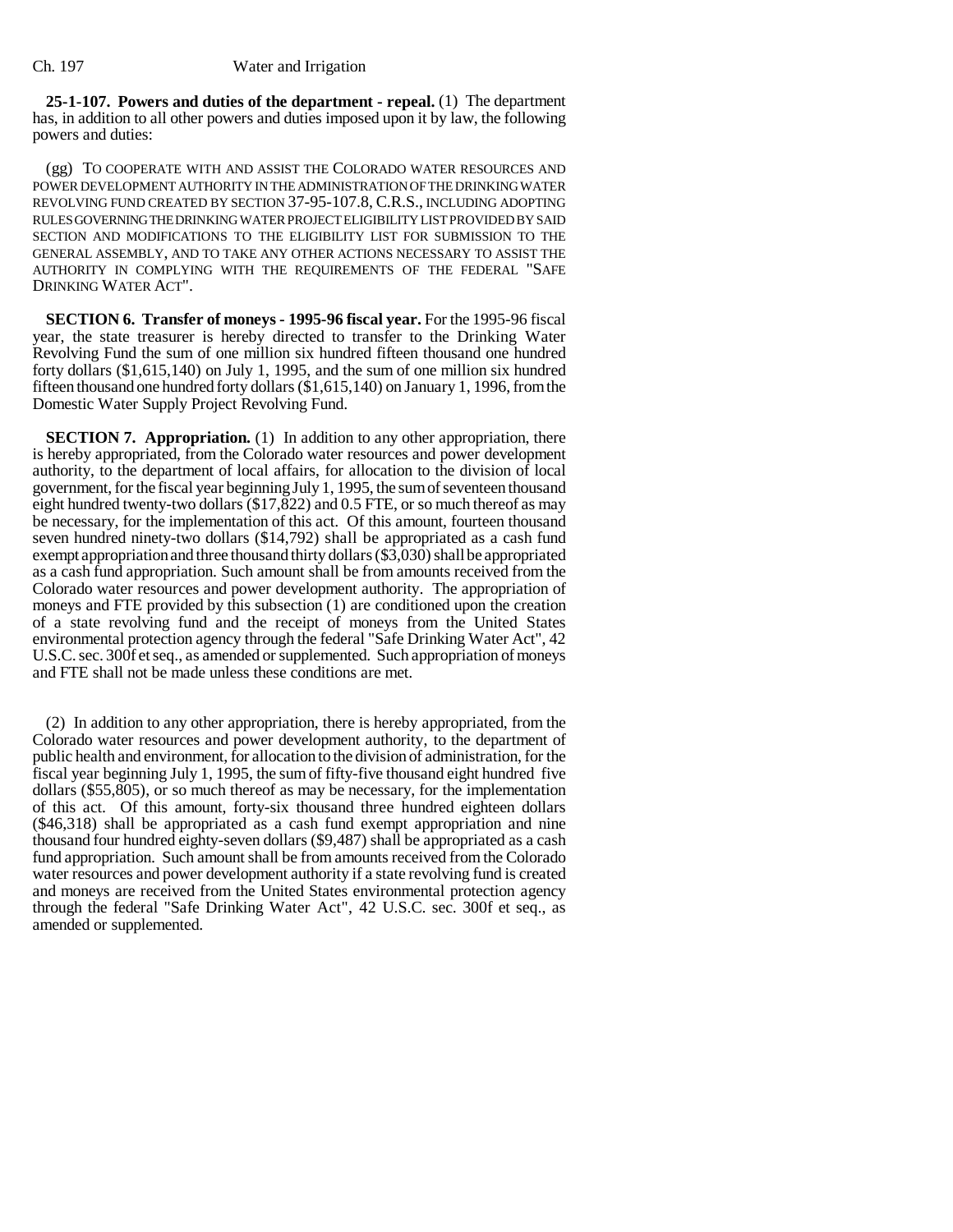**25-1-107. Powers and duties of the department - repeal.** (1) The department has, in addition to all other powers and duties imposed upon it by law, the following powers and duties:

(gg) TO COOPERATE WITH AND ASSIST THE COLORADO WATER RESOURCES AND POWER DEVELOPMENT AUTHORITY IN THE ADMINISTRATION OF THE DRINKING WATER REVOLVING FUND CREATED BY SECTION 37-95-107.8, C.R.S., INCLUDING ADOPTING RULES GOVERNING THE DRINKING WATER PROJECT ELIGIBILITY LIST PROVIDED BY SAID SECTION AND MODIFICATIONS TO THE ELIGIBILITY LIST FOR SUBMISSION TO THE GENERAL ASSEMBLY, AND TO TAKE ANY OTHER ACTIONS NECESSARY TO ASSIST THE AUTHORITY IN COMPLYING WITH THE REQUIREMENTS OF THE FEDERAL "SAFE DRINKING WATER ACT".

**SECTION 6. Transfer of moneys - 1995-96 fiscal year.** For the 1995-96 fiscal year, the state treasurer is hereby directed to transfer to the Drinking Water Revolving Fund the sum of one million six hundred fifteen thousand one hundred forty dollars ($1,615,140) on July 1, 1995, and the sum of one million six hundred fifteen thousand one hundred forty dollars ($1,615,140) on January 1, 1996, from the Domestic Water Supply Project Revolving Fund.

**SECTION 7. Appropriation.** (1) In addition to any other appropriation, there is hereby appropriated, from the Colorado water resources and power development authority, to the department of local affairs, for allocation to the division of local government, for the fiscal year beginning July 1, 1995, the sum of seventeen thousand eight hundred twenty-two dollars ($17,822) and 0.5 FTE, or so much thereof as may be necessary, for the implementation of this act. Of this amount, fourteen thousand seven hundred ninety-two dollars ($14,792) shall be appropriated as a cash fund exempt appropriation and three thousand thirty dollars ($3,030) shall be appropriated as a cash fund appropriation. Such amount shall be from amounts received from the Colorado water resources and power development authority. The appropriation of moneys and FTE provided by this subsection (1) are conditioned upon the creation of a state revolving fund and the receipt of moneys from the United States environmental protection agency through the federal "Safe Drinking Water Act", 42 U.S.C. sec. 300f et seq., as amended or supplemented. Such appropriation of moneys and FTE shall not be made unless these conditions are met.

(2) In addition to any other appropriation, there is hereby appropriated, from the Colorado water resources and power development authority, to the department of public health and environment, for allocation to the division of administration, for the fiscal year beginning July 1, 1995, the sum of fifty-five thousand eight hundred five dollars ($55,805), or so much thereof as may be necessary, for the implementation of this act. Of this amount, forty-six thousand three hundred eighteen dollars ($46,318) shall be appropriated as a cash fund exempt appropriation and nine thousand four hundred eighty-seven dollars ($9,487) shall be appropriated as a cash fund appropriation. Such amount shall be from amounts received from the Colorado water resources and power development authority if a state revolving fund is created and moneys are received from the United States environmental protection agency through the federal "Safe Drinking Water Act", 42 U.S.C. sec. 300f et seq., as amended or supplemented.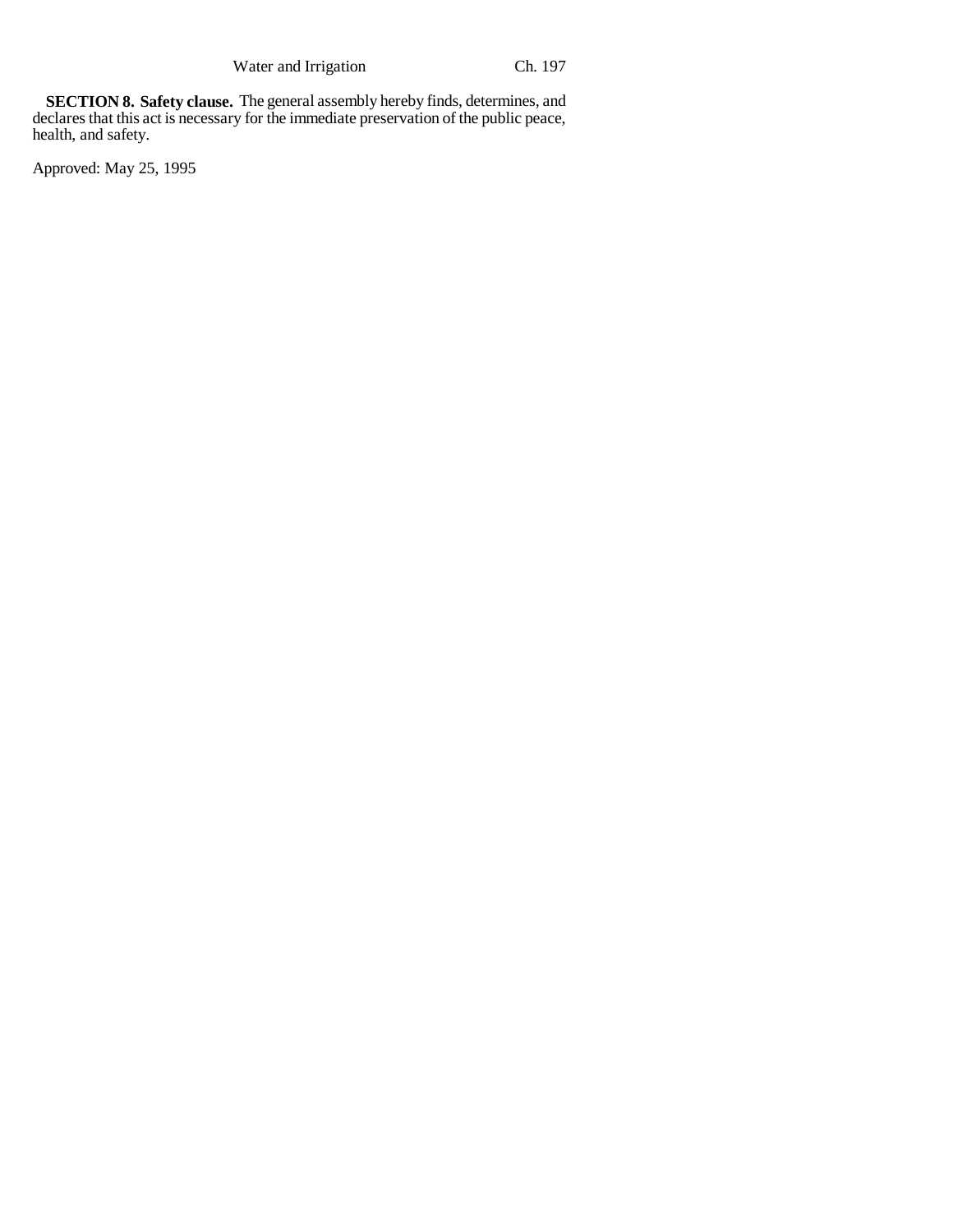**SECTION 8. Safety clause.** The general assembly hereby finds, determines, and declares that this act is necessary for the immediate preservation of the public peace, health, and safety.

Approved: May 25, 1995